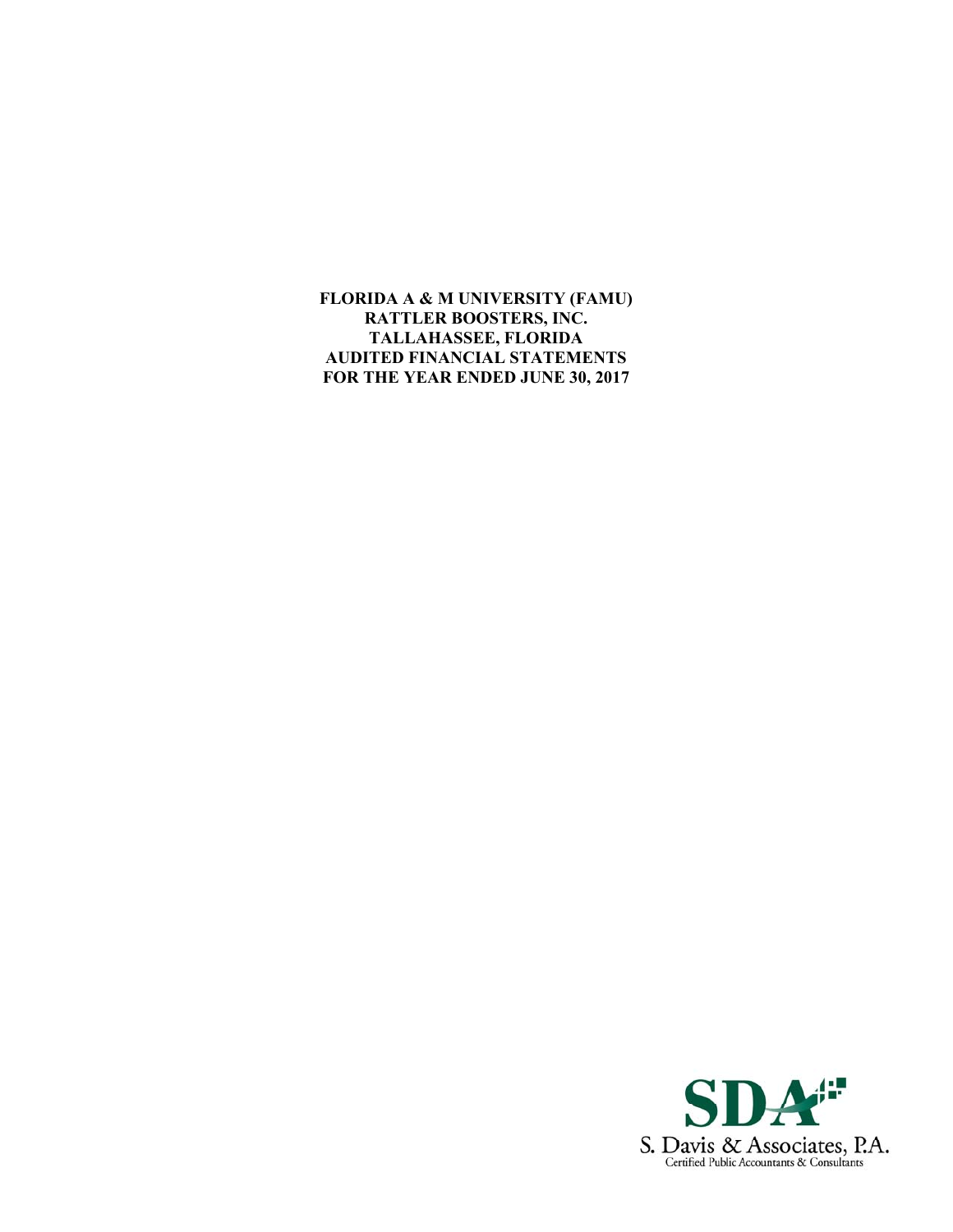**FLORIDA A & M UNIVERSITY (FAMU)**
**RATTLER BOOSTERS, INC.**
**TALLAHASSEE, FLORIDA**
**AUDITED FINANCIAL STATEMENTS**
**FOR THE YEAR ENDED JUNE 30, 2017**

SDA

S. Davis & Associates, P.A.
Certified Public Accountants & Consultants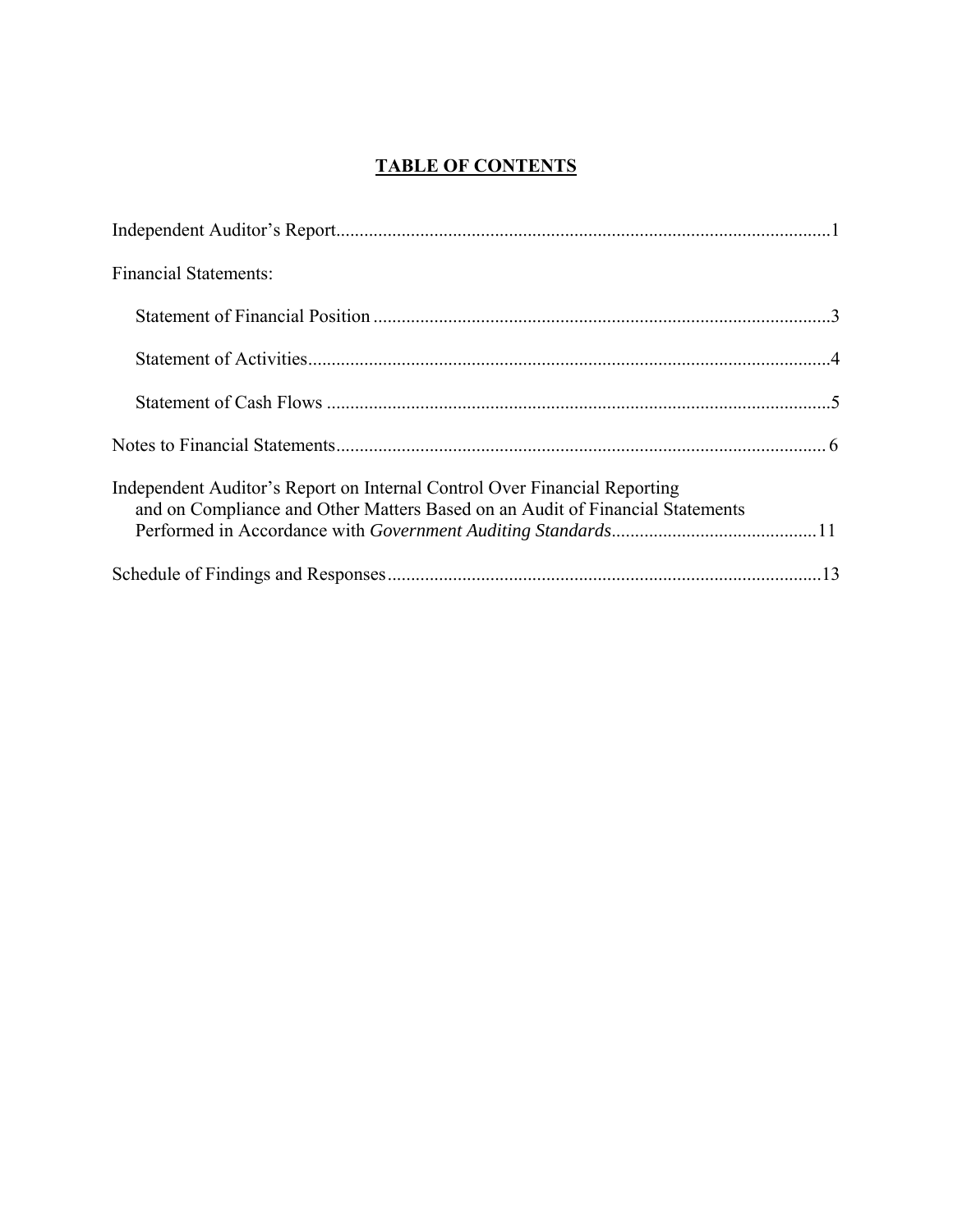# TABLE OF CONTENTS

Independent Auditor's Report ........................................................................................................ 1

Financial Statements:

- Statement of Financial Position ................................................................................................ 3
- Statement of Activities ................................................................................................................ 4
- Statement of Cash Flows ............................................................................................................ 5

Notes to Financial Statements ........................................................................................................ 6

Independent Auditor's Report on Internal Control Over Financial Reporting and on Compliance and Other Matters Based on an Audit of Financial Statements Performed in Accordance with *Government Auditing Standards* ........................................... 11

Schedule of Findings and Responses ............................................................................................ 13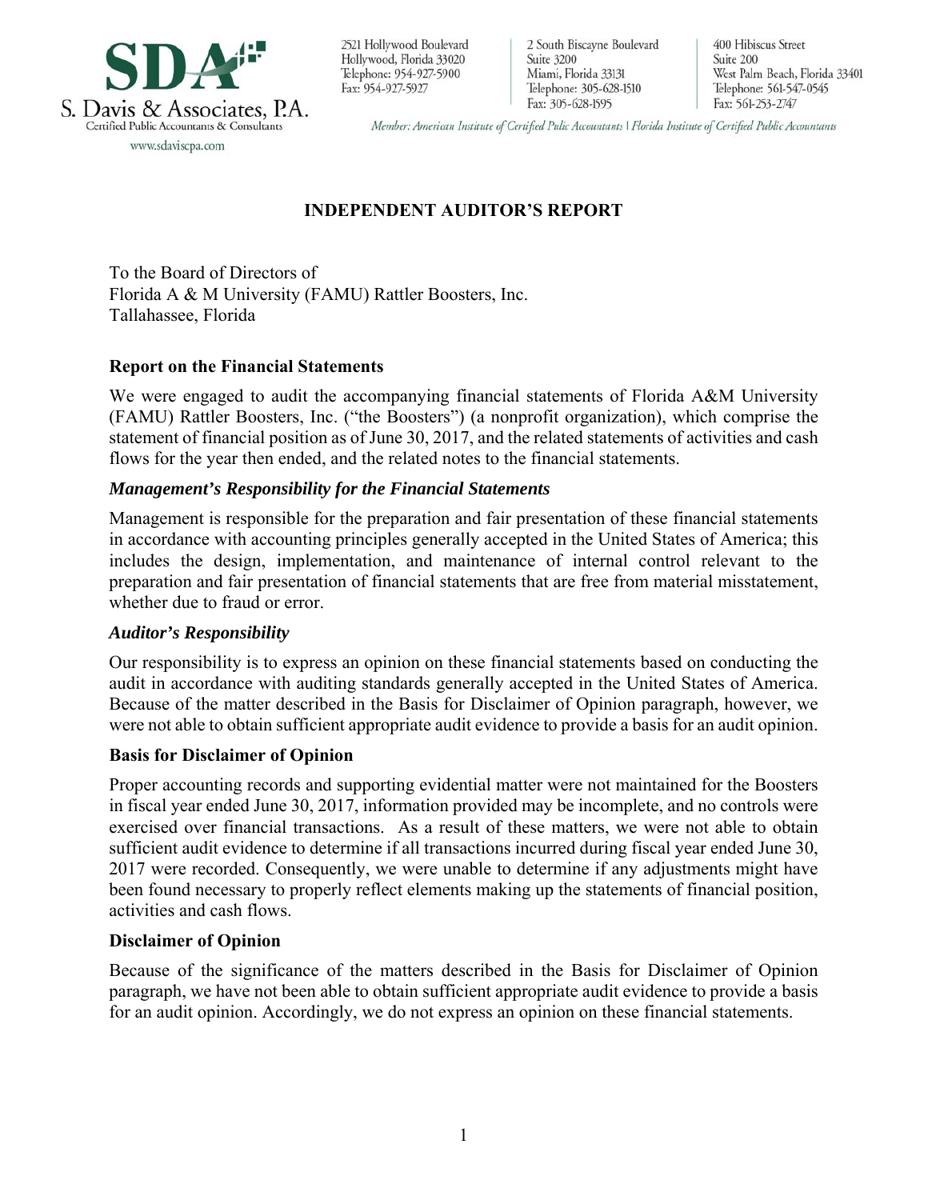S. Davis & Associates, P.A.
Certified Public Accountants & Consultants
www.sdaviscpa.com

2521 Hollywood Boulevard
Hollywood, Florida 33020
Telephone: 954-927-5900
Fax: 954-927-5927

2 South Biscayne Boulevard
Suite 3200
Miami, Florida 33131
Telephone: 305-628-1510
Fax: 305-628-1595

400 Hibiscus Street
Suite 200
West Palm Beach, Florida 33401
Telephone: 561-547-0545
Fax: 561-253-2747

*Member: American Institute of Certified Pulic Accountants | Florida Institute of Certified Public Accountants*

# INDEPENDENT AUDITOR'S REPORT

To the Board of Directors of
Florida A & M University (FAMU) Rattler Boosters, Inc.
Tallahassee, Florida

## Report on the Financial Statements

We were engaged to audit the accompanying financial statements of Florida A&M University (FAMU) Rattler Boosters, Inc. ("the Boosters") (a nonprofit organization), which comprise the statement of financial position as of June 30, 2017, and the related statements of activities and cash flows for the year then ended, and the related notes to the financial statements.

### *Management's Responsibility for the Financial Statements*

Management is responsible for the preparation and fair presentation of these financial statements in accordance with accounting principles generally accepted in the United States of America; this includes the design, implementation, and maintenance of internal control relevant to the preparation and fair presentation of financial statements that are free from material misstatement, whether due to fraud or error.

### *Auditor's Responsibility*

Our responsibility is to express an opinion on these financial statements based on conducting the audit in accordance with auditing standards generally accepted in the United States of America. Because of the matter described in the Basis for Disclaimer of Opinion paragraph, however, we were not able to obtain sufficient appropriate audit evidence to provide a basis for an audit opinion.

## Basis for Disclaimer of Opinion

Proper accounting records and supporting evidential matter were not maintained for the Boosters in fiscal year ended June 30, 2017, information provided may be incomplete, and no controls were exercised over financial transactions. As a result of these matters, we were not able to obtain sufficient audit evidence to determine if all transactions incurred during fiscal year ended June 30, 2017 were recorded. Consequently, we were unable to determine if any adjustments might have been found necessary to properly reflect elements making up the statements of financial position, activities and cash flows.

## Disclaimer of Opinion

Because of the significance of the matters described in the Basis for Disclaimer of Opinion paragraph, we have not been able to obtain sufficient appropriate audit evidence to provide a basis for an audit opinion. Accordingly, we do not express an opinion on these financial statements.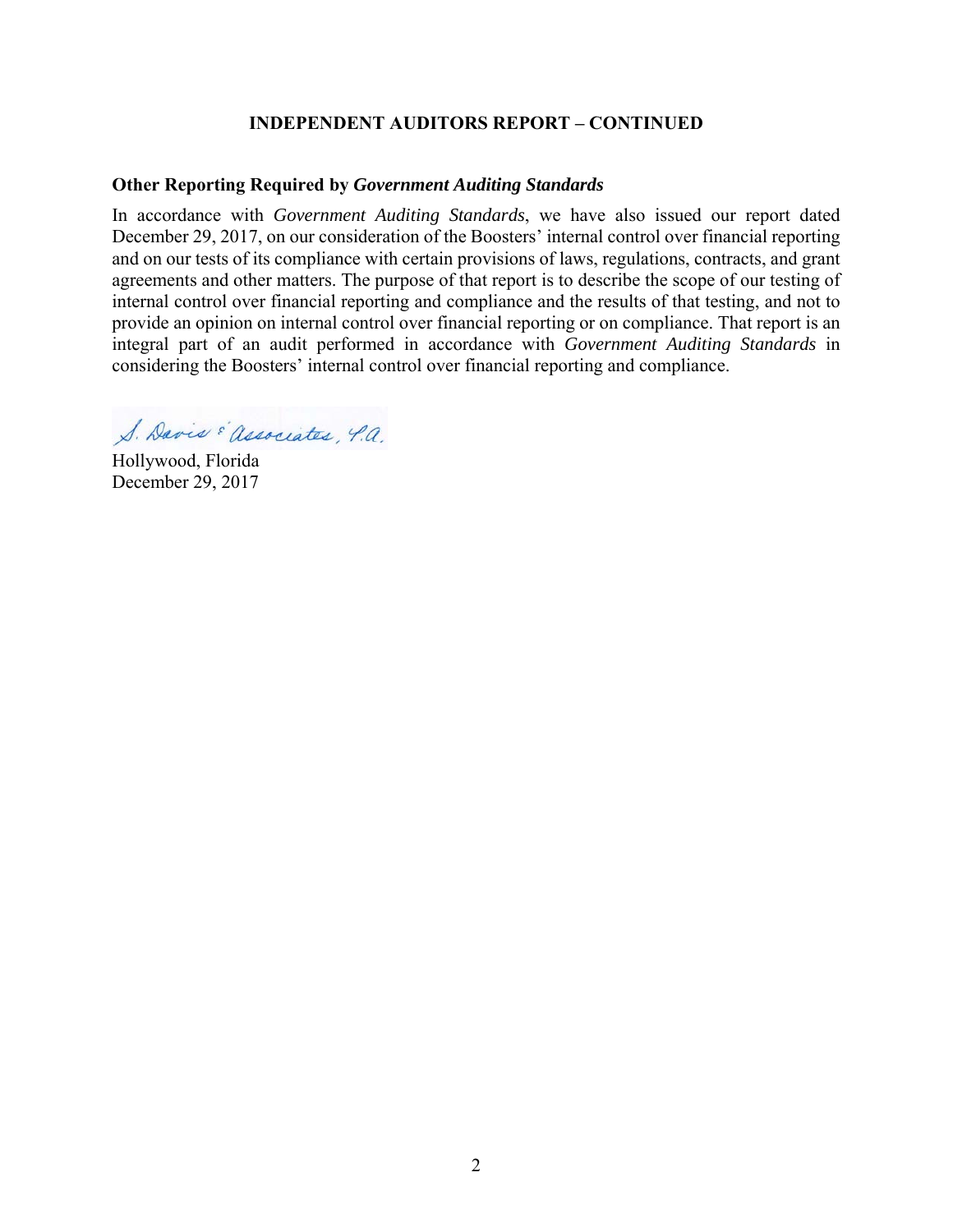## INDEPENDENT AUDITORS REPORT – CONTINUED

### Other Reporting Required by *Government Auditing Standards*

In accordance with *Government Auditing Standards*, we have also issued our report dated December 29, 2017, on our consideration of the Boosters' internal control over financial reporting and on our tests of its compliance with certain provisions of laws, regulations, contracts, and grant agreements and other matters. The purpose of that report is to describe the scope of our testing of internal control over financial reporting and compliance and the results of that testing, and not to provide an opinion on internal control over financial reporting or on compliance. That report is an integral part of an audit performed in accordance with *Government Auditing Standards* in considering the Boosters' internal control over financial reporting and compliance.

S. Davis & Associates, P.A.

Hollywood, Florida
December 29, 2017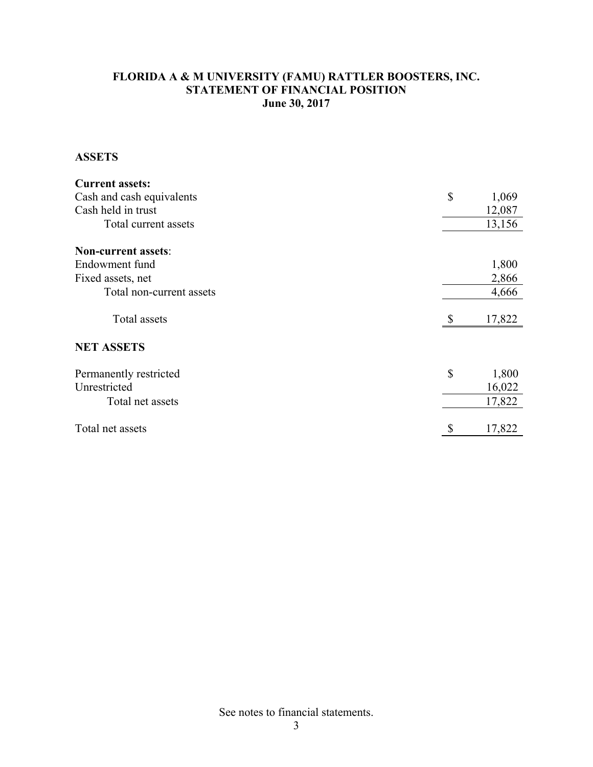# FLORIDA A & M UNIVERSITY (FAMU) RATTLER BOOSTERS, INC.
## STATEMENT OF FINANCIAL POSITION
### June 30, 2017

**ASSETS**

| | |
|---|---|
| **Current assets:** | |
| Cash and cash equivalents | $ 1,069 |
| Cash held in trust | 12,087 |
| Total current assets | 13,156 |
| **Non-current assets**: | |
| Endowment fund | 1,800 |
| Fixed assets, net | 2,866 |
| Total non-current assets | 4,666 |
| Total assets | $ 17,822 |

**NET ASSETS**

| | |
|---|---|
| Permanently restricted | $ 1,800 |
| Unrestricted | 16,022 |
| Total net assets | 17,822 |
| Total net assets | $ 17,822 |

See notes to financial statements.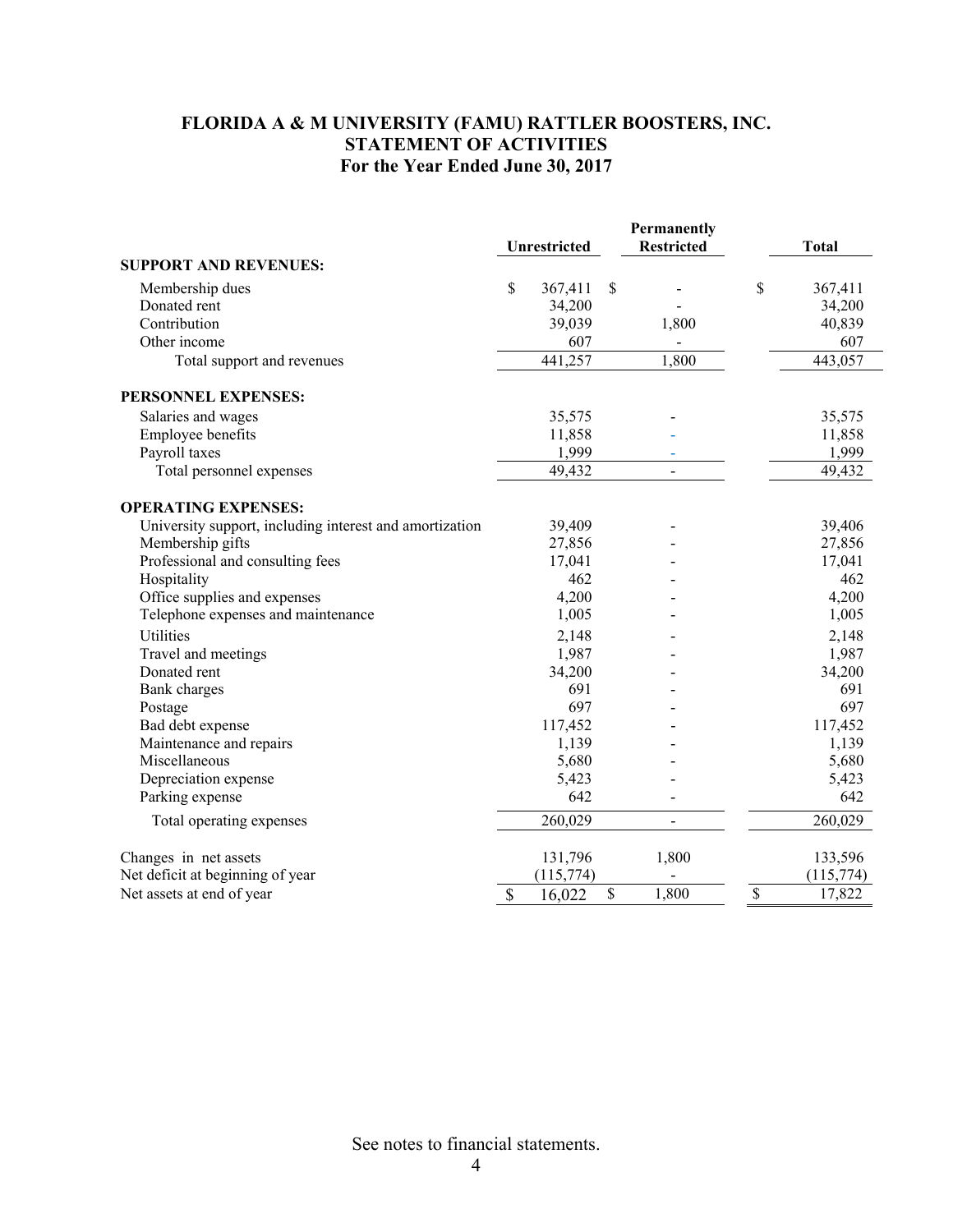# FLORIDA A & M UNIVERSITY (FAMU) RATTLER BOOSTERS, INC.
## STATEMENT OF ACTIVITIES
### For the Year Ended June 30, 2017

| | Unrestricted | Permanently Restricted | Total |
|---|---|---|---|
| **SUPPORT AND REVENUES:** | | | |
| Membership dues | $ 367,411 | $ - | $ 367,411 |
| Donated rent | 34,200 | - | 34,200 |
| Contribution | 39,039 | 1,800 | 40,839 |
| Other income | 607 | - | 607 |
| Total support and revenues | 441,257 | 1,800 | 443,057 |
| **PERSONNEL EXPENSES:** | | | |
| Salaries and wages | 35,575 | - | 35,575 |
| Employee benefits | 11,858 | - | 11,858 |
| Payroll taxes | 1,999 | - | 1,999 |
| Total personnel expenses | 49,432 | - | 49,432 |
| **OPERATING EXPENSES:** | | | |
| University support, including interest and amortization | 39,409 | - | 39,406 |
| Membership gifts | 27,856 | - | 27,856 |
| Professional and consulting fees | 17,041 | - | 17,041 |
| Hospitality | 462 | - | 462 |
| Office supplies and expenses | 4,200 | - | 4,200 |
| Telephone expenses and maintenance | 1,005 | - | 1,005 |
| Utilities | 2,148 | - | 2,148 |
| Travel and meetings | 1,987 | - | 1,987 |
| Donated rent | 34,200 | - | 34,200 |
| Bank charges | 691 | - | 691 |
| Postage | 697 | - | 697 |
| Bad debt expense | 117,452 | - | 117,452 |
| Maintenance and repairs | 1,139 | - | 1,139 |
| Miscellaneous | 5,680 | - | 5,680 |
| Depreciation expense | 5,423 | - | 5,423 |
| Parking expense | 642 | - | 642 |
| Total operating expenses | 260,029 | - | 260,029 |
| Changes in net assets | 131,796 | 1,800 | 133,596 |
| Net deficit at beginning of year | (115,774) | - | (115,774) |
| Net assets at end of year | $ 16,022 | $ 1,800 | $ 17,822 |

See notes to financial statements.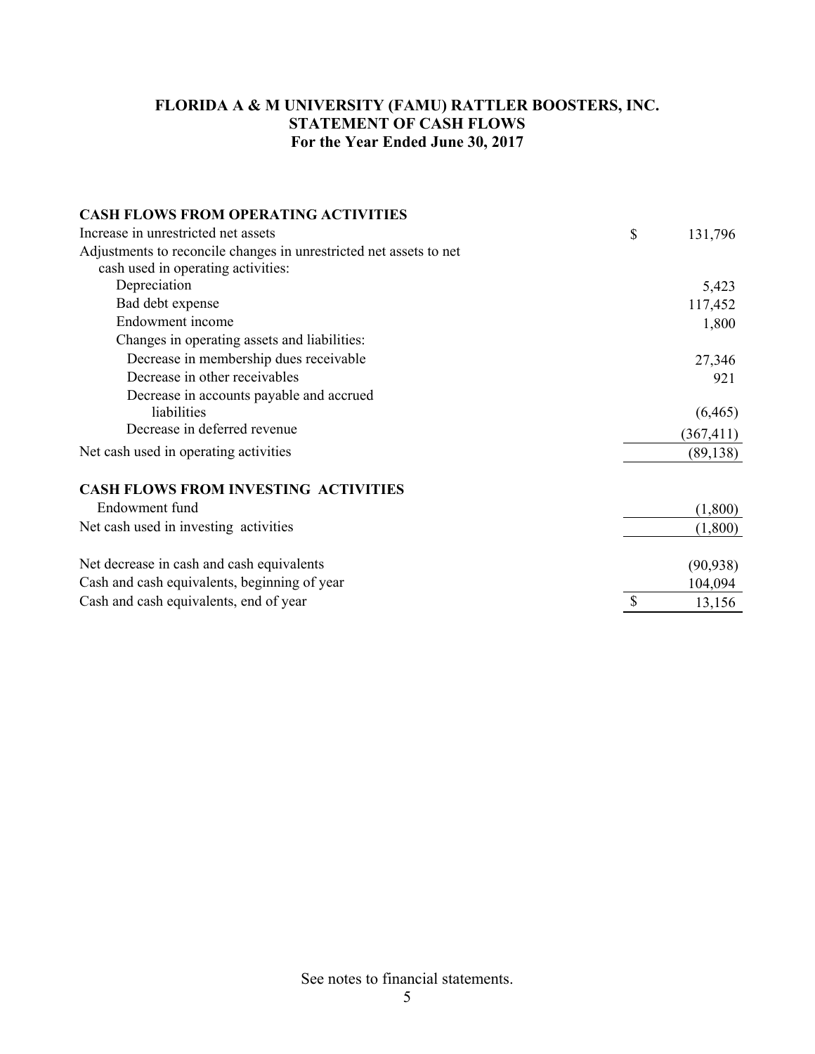# FLORIDA A & M UNIVERSITY (FAMU) RATTLER BOOSTERS, INC.
## STATEMENT OF CASH FLOWS
### For the Year Ended June 30, 2017

| | |
|---|---|
| **CASH FLOWS FROM OPERATING ACTIVITIES** | |
| Increase in unrestricted net assets | $ 131,796 |
| Adjustments to reconcile changes in unrestricted net assets to net cash used in operating activities: | |
| Depreciation | 5,423 |
| Bad debt expense | 117,452 |
| Endowment income | 1,800 |
| Changes in operating assets and liabilities: | |
| Decrease in membership dues receivable | 27,346 |
| Decrease in other receivables | 921 |
| Decrease in accounts payable and accrued liabilities | (6,465) |
| Decrease in deferred revenue | (367,411) |
| Net cash used in operating activities | (89,138) |
| | |
| **CASH FLOWS FROM INVESTING ACTIVITIES** | |
| Endowment fund | (1,800) |
| Net cash used in investing activities | (1,800) |
| | |
| Net decrease in cash and cash equivalents | (90,938) |
| Cash and cash equivalents, beginning of year | 104,094 |
| Cash and cash equivalents, end of year | $ 13,156 |

See notes to financial statements.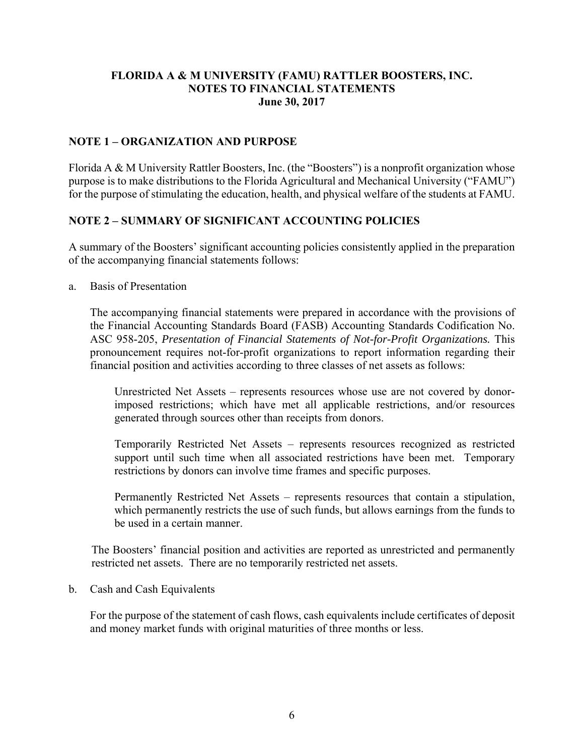**FLORIDA A & M UNIVERSITY (FAMU) RATTLER BOOSTERS, INC.**
**NOTES TO FINANCIAL STATEMENTS**
**June 30, 2017**

## NOTE 1 – ORGANIZATION AND PURPOSE

Florida A & M University Rattler Boosters, Inc. (the "Boosters") is a nonprofit organization whose purpose is to make distributions to the Florida Agricultural and Mechanical University ("FAMU") for the purpose of stimulating the education, health, and physical welfare of the students at FAMU.

## NOTE 2 – SUMMARY OF SIGNIFICANT ACCOUNTING POLICIES

A summary of the Boosters' significant accounting policies consistently applied in the preparation of the accompanying financial statements follows:

a. Basis of Presentation

The accompanying financial statements were prepared in accordance with the provisions of the Financial Accounting Standards Board (FASB) Accounting Standards Codification No. ASC 958-205, *Presentation of Financial Statements of Not-for-Profit Organizations.* This pronouncement requires not-for-profit organizations to report information regarding their financial position and activities according to three classes of net assets as follows:

> Unrestricted Net Assets – represents resources whose use are not covered by donor-imposed restrictions; which have met all applicable restrictions, and/or resources generated through sources other than receipts from donors.
>
> Temporarily Restricted Net Assets – represents resources recognized as restricted support until such time when all associated restrictions have been met. Temporary restrictions by donors can involve time frames and specific purposes.
>
> Permanently Restricted Net Assets – represents resources that contain a stipulation, which permanently restricts the use of such funds, but allows earnings from the funds to be used in a certain manner.

The Boosters' financial position and activities are reported as unrestricted and permanently restricted net assets. There are no temporarily restricted net assets.

b. Cash and Cash Equivalents

For the purpose of the statement of cash flows, cash equivalents include certificates of deposit and money market funds with original maturities of three months or less.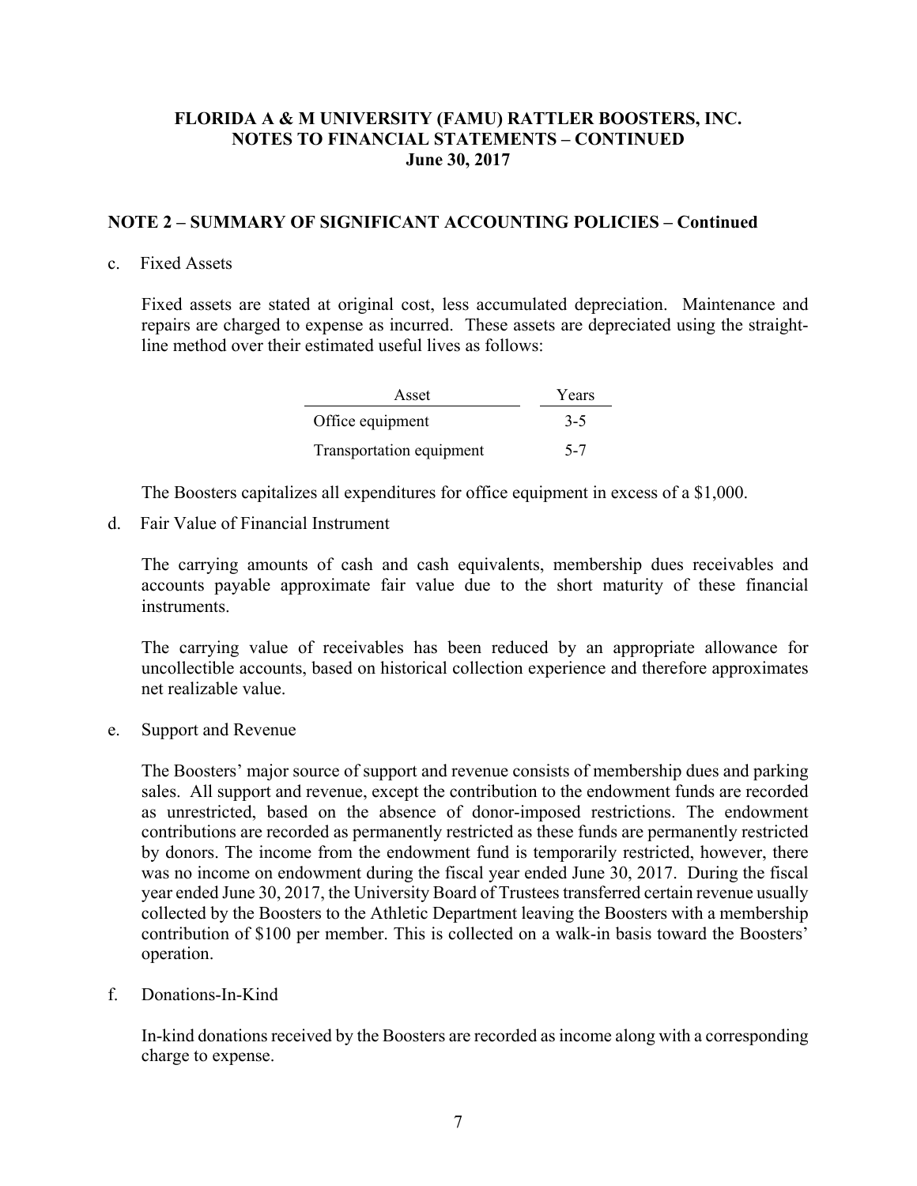# FLORIDA A & M UNIVERSITY (FAMU) RATTLER BOOSTERS, INC.
## NOTES TO FINANCIAL STATEMENTS – CONTINUED
### June 30, 2017

## NOTE 2 – SUMMARY OF SIGNIFICANT ACCOUNTING POLICIES – Continued

c. Fixed Assets

Fixed assets are stated at original cost, less accumulated depreciation. Maintenance and repairs are charged to expense as incurred. These assets are depreciated using the straight-line method over their estimated useful lives as follows:

| Asset | Years |
|---|---|
| Office equipment | 3-5 |
| Transportation equipment | 5-7 |

The Boosters capitalizes all expenditures for office equipment in excess of a $1,000.

d. Fair Value of Financial Instrument

The carrying amounts of cash and cash equivalents, membership dues receivables and accounts payable approximate fair value due to the short maturity of these financial instruments.

The carrying value of receivables has been reduced by an appropriate allowance for uncollectible accounts, based on historical collection experience and therefore approximates net realizable value.

e. Support and Revenue

The Boosters' major source of support and revenue consists of membership dues and parking sales. All support and revenue, except the contribution to the endowment funds are recorded as unrestricted, based on the absence of donor-imposed restrictions. The endowment contributions are recorded as permanently restricted as these funds are permanently restricted by donors. The income from the endowment fund is temporarily restricted, however, there was no income on endowment during the fiscal year ended June 30, 2017. During the fiscal year ended June 30, 2017, the University Board of Trustees transferred certain revenue usually collected by the Boosters to the Athletic Department leaving the Boosters with a membership contribution of $100 per member. This is collected on a walk-in basis toward the Boosters' operation.

f. Donations-In-Kind

In-kind donations received by the Boosters are recorded as income along with a corresponding charge to expense.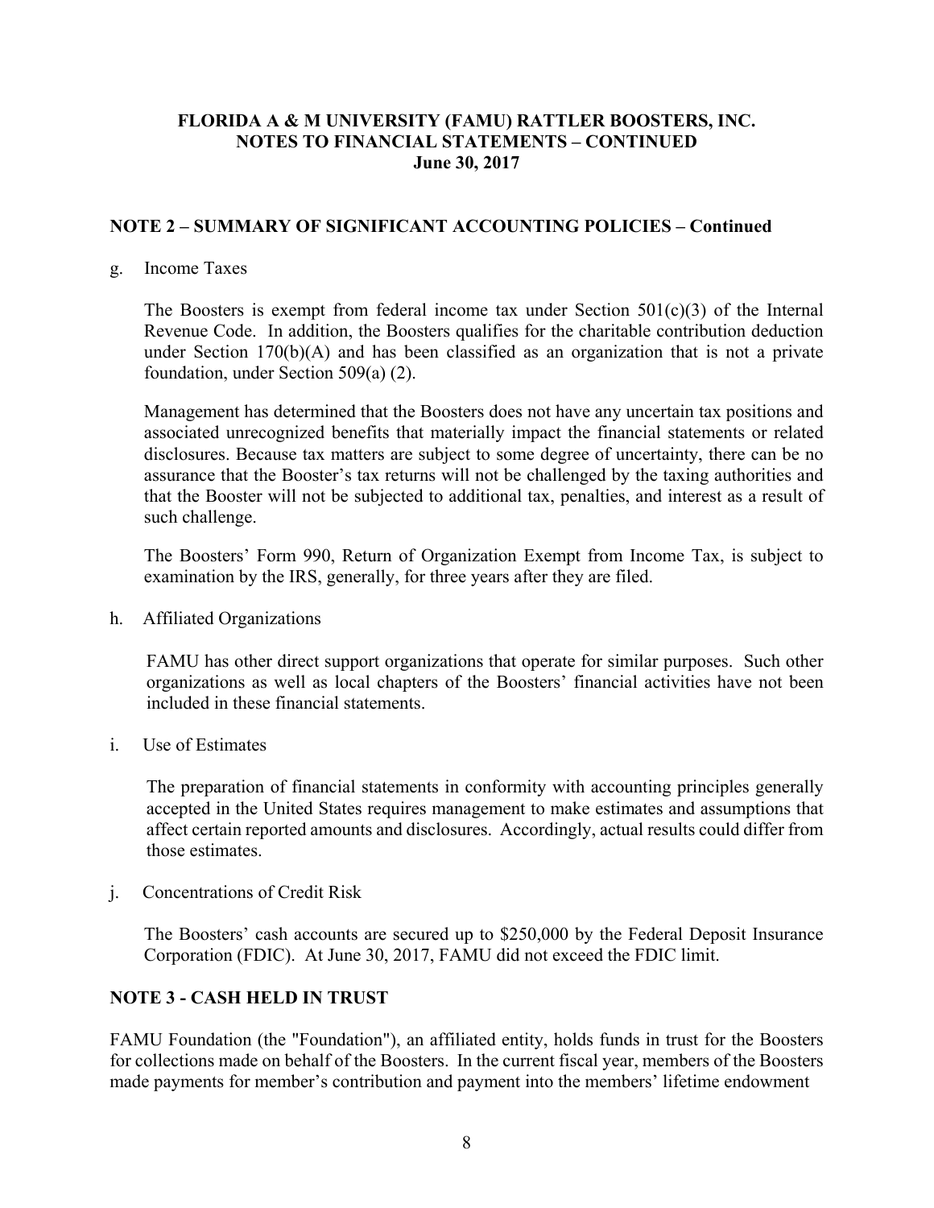## NOTE 2 – SUMMARY OF SIGNIFICANT ACCOUNTING POLICIES – Continued

g. Income Taxes

The Boosters is exempt from federal income tax under Section 501(c)(3) of the Internal Revenue Code. In addition, the Boosters qualifies for the charitable contribution deduction under Section 170(b)(A) and has been classified as an organization that is not a private foundation, under Section 509(a) (2).

Management has determined that the Boosters does not have any uncertain tax positions and associated unrecognized benefits that materially impact the financial statements or related disclosures. Because tax matters are subject to some degree of uncertainty, there can be no assurance that the Booster's tax returns will not be challenged by the taxing authorities and that the Booster will not be subjected to additional tax, penalties, and interest as a result of such challenge.

The Boosters' Form 990, Return of Organization Exempt from Income Tax, is subject to examination by the IRS, generally, for three years after they are filed.

h. Affiliated Organizations

FAMU has other direct support organizations that operate for similar purposes. Such other organizations as well as local chapters of the Boosters' financial activities have not been included in these financial statements.

i. Use of Estimates

The preparation of financial statements in conformity with accounting principles generally accepted in the United States requires management to make estimates and assumptions that affect certain reported amounts and disclosures. Accordingly, actual results could differ from those estimates.

j. Concentrations of Credit Risk

The Boosters' cash accounts are secured up to $250,000 by the Federal Deposit Insurance Corporation (FDIC). At June 30, 2017, FAMU did not exceed the FDIC limit.

## NOTE 3 - CASH HELD IN TRUST

FAMU Foundation (the "Foundation"), an affiliated entity, holds funds in trust for the Boosters for collections made on behalf of the Boosters. In the current fiscal year, members of the Boosters made payments for member's contribution and payment into the members' lifetime endowment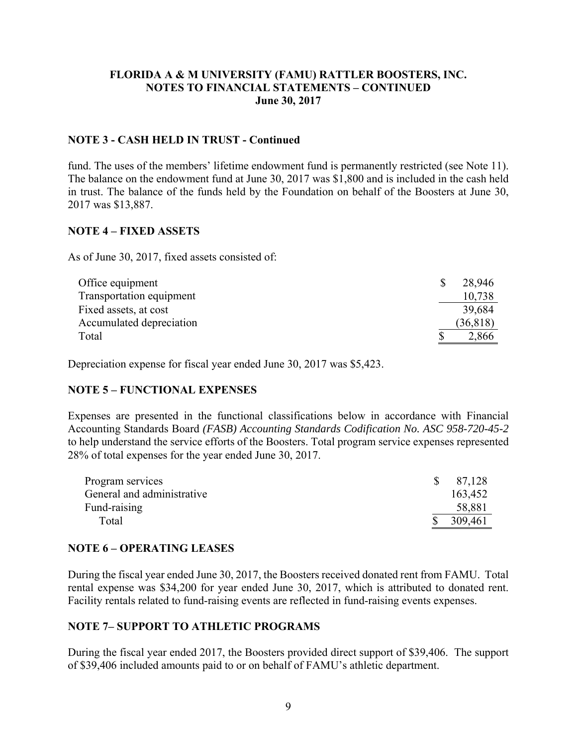**FLORIDA A & M UNIVERSITY (FAMU) RATTLER BOOSTERS, INC.**
**NOTES TO FINANCIAL STATEMENTS – CONTINUED**
**June 30, 2017**

## NOTE 3 - CASH HELD IN TRUST - Continued

fund. The uses of the members' lifetime endowment fund is permanently restricted (see Note 11). The balance on the endowment fund at June 30, 2017 was $1,800 and is included in the cash held in trust. The balance of the funds held by the Foundation on behalf of the Boosters at June 30, 2017 was $13,887.

## NOTE 4 – FIXED ASSETS

As of June 30, 2017, fixed assets consisted of:

| | |
|---|---|
| Office equipment | $ 28,946 |
| Transportation equipment | 10,738 |
| Fixed assets, at cost | 39,684 |
| Accumulated depreciation | (36,818) |
| Total | $ 2,866 |

Depreciation expense for fiscal year ended June 30, 2017 was $5,423.

## NOTE 5 – FUNCTIONAL EXPENSES

Expenses are presented in the functional classifications below in accordance with Financial Accounting Standards Board *(FASB) Accounting Standards Codification No. ASC 958-720-45-2* to help understand the service efforts of the Boosters. Total program service expenses represented 28% of total expenses for the year ended June 30, 2017.

| | |
|---|---|
| Program services | $ 87,128 |
| General and administrative | 163,452 |
| Fund-raising | 58,881 |
| Total | $ 309,461 |

## NOTE 6 – OPERATING LEASES

During the fiscal year ended June 30, 2017, the Boosters received donated rent from FAMU. Total rental expense was $34,200 for year ended June 30, 2017, which is attributed to donated rent. Facility rentals related to fund-raising events are reflected in fund-raising events expenses.

## NOTE 7– SUPPORT TO ATHLETIC PROGRAMS

During the fiscal year ended 2017, the Boosters provided direct support of $39,406. The support of $39,406 included amounts paid to or on behalf of FAMU's athletic department.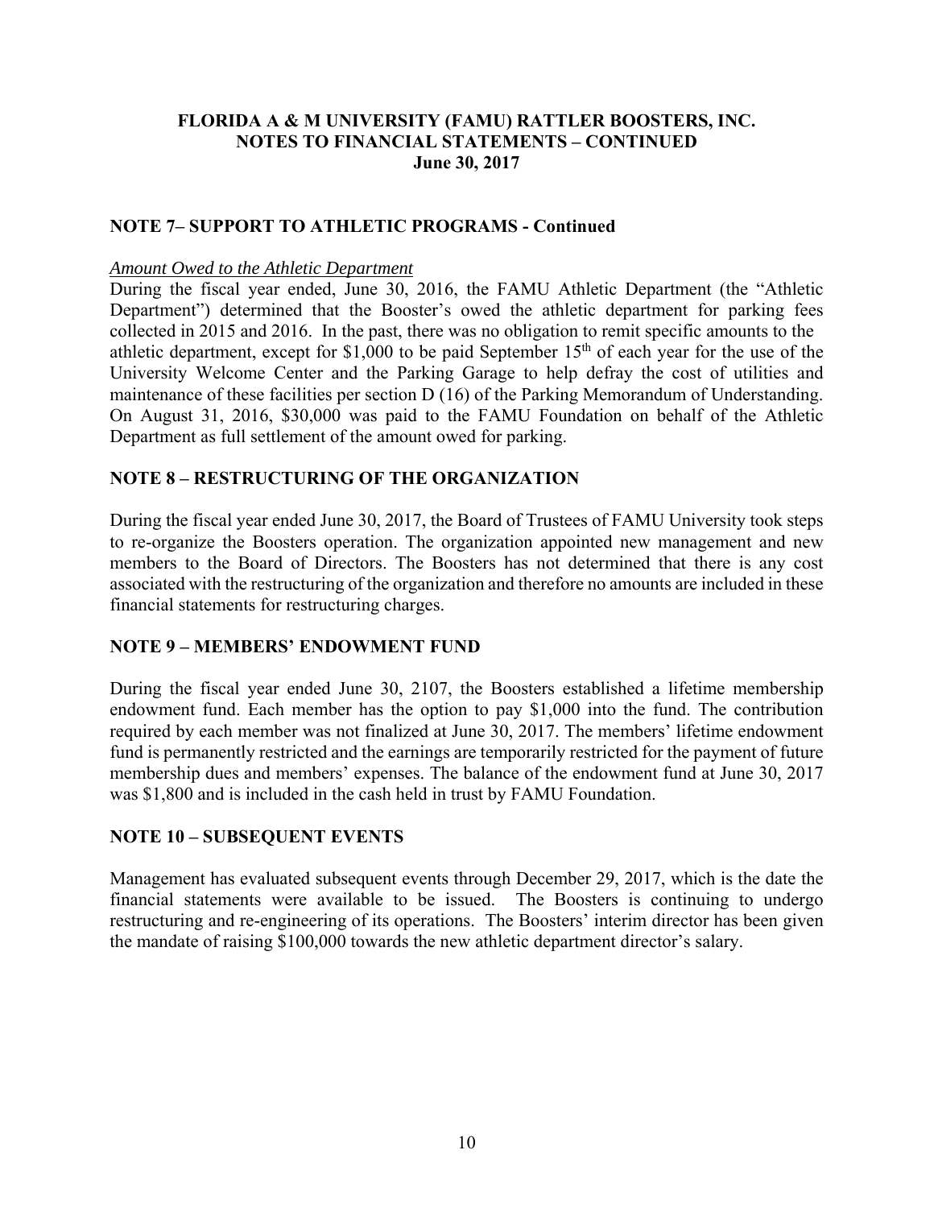**FLORIDA A & M UNIVERSITY (FAMU) RATTLER BOOSTERS, INC.**
**NOTES TO FINANCIAL STATEMENTS – CONTINUED**
**June 30, 2017**

## NOTE 7– SUPPORT TO ATHLETIC PROGRAMS - Continued

*Amount Owed to the Athletic Department*

During the fiscal year ended, June 30, 2016, the FAMU Athletic Department (the "Athletic Department") determined that the Booster's owed the athletic department for parking fees collected in 2015 and 2016. In the past, there was no obligation to remit specific amounts to the athletic department, except for $1,000 to be paid September 15th of each year for the use of the University Welcome Center and the Parking Garage to help defray the cost of utilities and maintenance of these facilities per section D (16) of the Parking Memorandum of Understanding. On August 31, 2016, $30,000 was paid to the FAMU Foundation on behalf of the Athletic Department as full settlement of the amount owed for parking.

## NOTE 8 – RESTRUCTURING OF THE ORGANIZATION

During the fiscal year ended June 30, 2017, the Board of Trustees of FAMU University took steps to re-organize the Boosters operation. The organization appointed new management and new members to the Board of Directors. The Boosters has not determined that there is any cost associated with the restructuring of the organization and therefore no amounts are included in these financial statements for restructuring charges.

## NOTE 9 – MEMBERS' ENDOWMENT FUND

During the fiscal year ended June 30, 2107, the Boosters established a lifetime membership endowment fund. Each member has the option to pay $1,000 into the fund. The contribution required by each member was not finalized at June 30, 2017. The members' lifetime endowment fund is permanently restricted and the earnings are temporarily restricted for the payment of future membership dues and members' expenses. The balance of the endowment fund at June 30, 2017 was $1,800 and is included in the cash held in trust by FAMU Foundation.

## NOTE 10 – SUBSEQUENT EVENTS

Management has evaluated subsequent events through December 29, 2017, which is the date the financial statements were available to be issued. The Boosters is continuing to undergo restructuring and re-engineering of its operations. The Boosters' interim director has been given the mandate of raising $100,000 towards the new athletic department director's salary.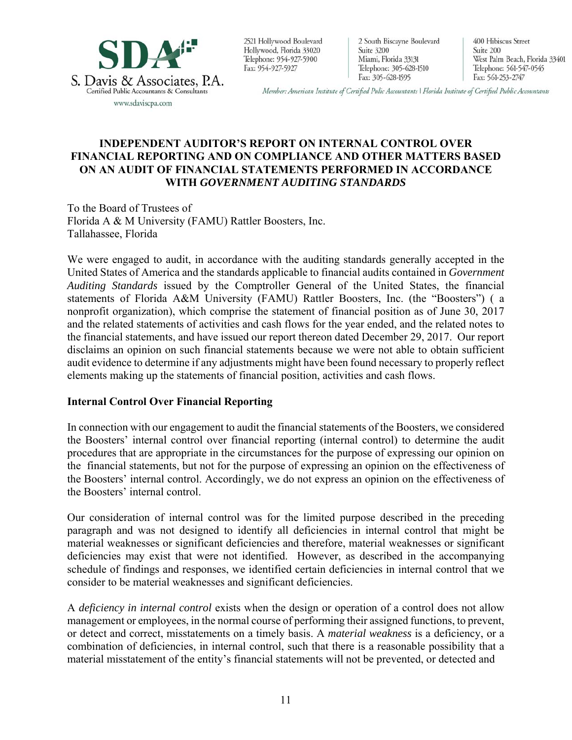S. Davis & Associates, P.A.
Certified Public Accountants & Consultants
www.sdaviscpa.com

2521 Hollywood Boulevard
Hollywood, Florida 33020
Telephone: 954-927-5900
Fax: 954-927-5927

2 South Biscayne Boulevard
Suite 3200
Miami, Florida 33131
Telephone: 305-628-1510
Fax: 305-628-1595

400 Hibiscus Street
Suite 200
West Palm Beach, Florida 33401
Telephone: 561-547-0545
Fax: 561-253-2747

*Member: American Institute of Certified Pulic Accountants | Florida Institute of Certified Public Accountants*

# INDEPENDENT AUDITOR'S REPORT ON INTERNAL CONTROL OVER FINANCIAL REPORTING AND ON COMPLIANCE AND OTHER MATTERS BASED ON AN AUDIT OF FINANCIAL STATEMENTS PERFORMED IN ACCORDANCE WITH *GOVERNMENT AUDITING STANDARDS*

To the Board of Trustees of
Florida A & M University (FAMU) Rattler Boosters, Inc.
Tallahassee, Florida

We were engaged to audit, in accordance with the auditing standards generally accepted in the United States of America and the standards applicable to financial audits contained in *Government Auditing Standards* issued by the Comptroller General of the United States, the financial statements of Florida A&M University (FAMU) Rattler Boosters, Inc. (the "Boosters") ( a nonprofit organization), which comprise the statement of financial position as of June 30, 2017 and the related statements of activities and cash flows for the year ended, and the related notes to the financial statements, and have issued our report thereon dated December 29, 2017. Our report disclaims an opinion on such financial statements because we were not able to obtain sufficient audit evidence to determine if any adjustments might have been found necessary to properly reflect elements making up the statements of financial position, activities and cash flows.

## Internal Control Over Financial Reporting

In connection with our engagement to audit the financial statements of the Boosters, we considered the Boosters' internal control over financial reporting (internal control) to determine the audit procedures that are appropriate in the circumstances for the purpose of expressing our opinion on the financial statements, but not for the purpose of expressing an opinion on the effectiveness of the Boosters' internal control. Accordingly, we do not express an opinion on the effectiveness of the Boosters' internal control.

Our consideration of internal control was for the limited purpose described in the preceding paragraph and was not designed to identify all deficiencies in internal control that might be material weaknesses or significant deficiencies and therefore, material weaknesses or significant deficiencies may exist that were not identified. However, as described in the accompanying schedule of findings and responses, we identified certain deficiencies in internal control that we consider to be material weaknesses and significant deficiencies.

A *deficiency in internal control* exists when the design or operation of a control does not allow management or employees, in the normal course of performing their assigned functions, to prevent, or detect and correct, misstatements on a timely basis. A *material weakness* is a deficiency, or a combination of deficiencies, in internal control, such that there is a reasonable possibility that a material misstatement of the entity's financial statements will not be prevented, or detected and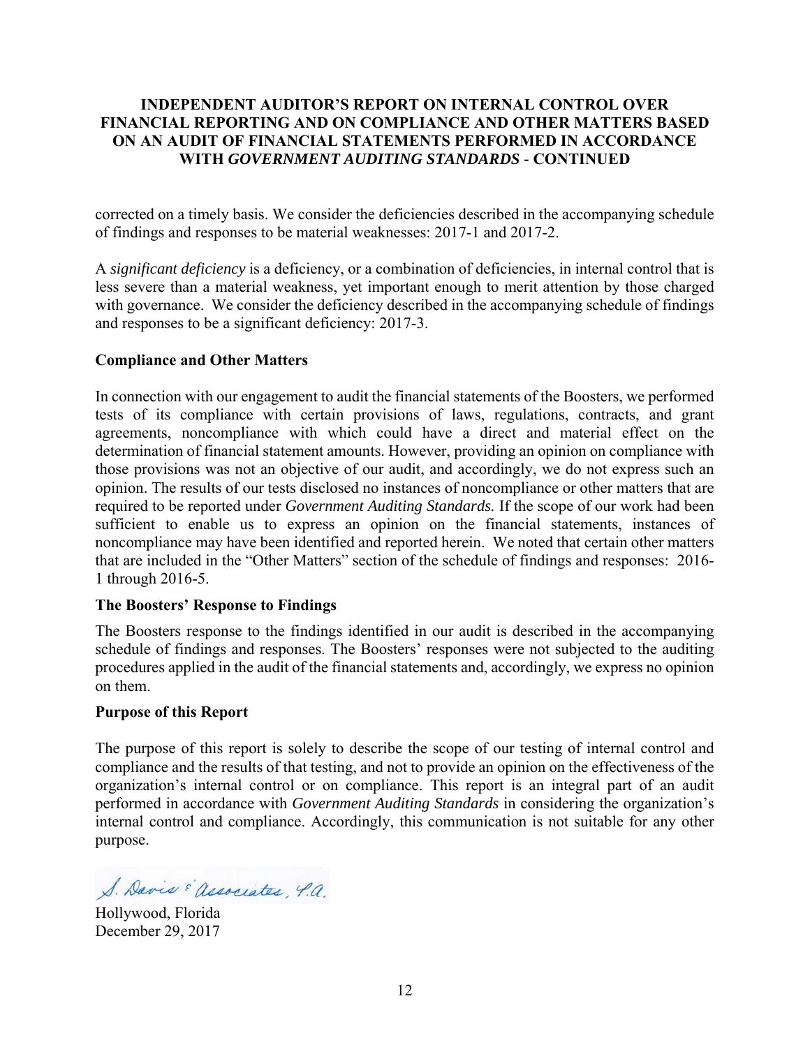**INDEPENDENT AUDITOR'S REPORT ON INTERNAL CONTROL OVER FINANCIAL REPORTING AND ON COMPLIANCE AND OTHER MATTERS BASED ON AN AUDIT OF FINANCIAL STATEMENTS PERFORMED IN ACCORDANCE WITH *GOVERNMENT AUDITING STANDARDS* - CONTINUED**

corrected on a timely basis. We consider the deficiencies described in the accompanying schedule of findings and responses to be material weaknesses: 2017-1 and 2017-2.

A *significant deficiency* is a deficiency, or a combination of deficiencies, in internal control that is less severe than a material weakness, yet important enough to merit attention by those charged with governance. We consider the deficiency described in the accompanying schedule of findings and responses to be a significant deficiency: 2017-3.

## Compliance and Other Matters

In connection with our engagement to audit the financial statements of the Boosters, we performed tests of its compliance with certain provisions of laws, regulations, contracts, and grant agreements, noncompliance with which could have a direct and material effect on the determination of financial statement amounts. However, providing an opinion on compliance with those provisions was not an objective of our audit, and accordingly, we do not express such an opinion. The results of our tests disclosed no instances of noncompliance or other matters that are required to be reported under *Government Auditing Standards.* If the scope of our work had been sufficient to enable us to express an opinion on the financial statements, instances of noncompliance may have been identified and reported herein. We noted that certain other matters that are included in the "Other Matters" section of the schedule of findings and responses: 2016-1 through 2016-5.

## The Boosters' Response to Findings

The Boosters response to the findings identified in our audit is described in the accompanying schedule of findings and responses. The Boosters' responses were not subjected to the auditing procedures applied in the audit of the financial statements and, accordingly, we express no opinion on them.

## Purpose of this Report

The purpose of this report is solely to describe the scope of our testing of internal control and compliance and the results of that testing, and not to provide an opinion on the effectiveness of the organization's internal control or on compliance. This report is an integral part of an audit performed in accordance with *Government Auditing Standards* in considering the organization's internal control and compliance. Accordingly, this communication is not suitable for any other purpose.

S. Davis & Associates, P.A.

Hollywood, Florida
December 29, 2017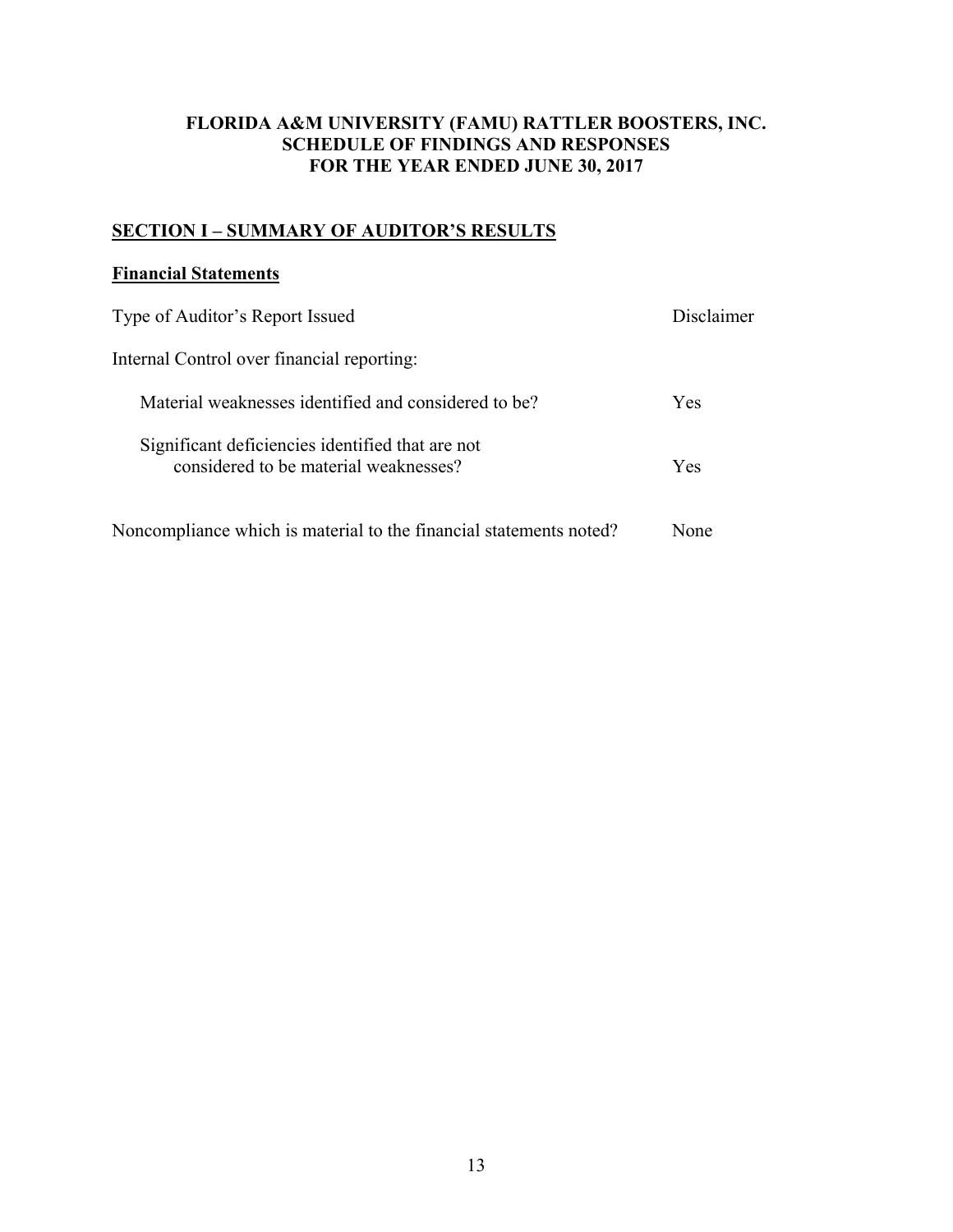**FLORIDA A&M UNIVERSITY (FAMU) RATTLER BOOSTERS, INC.**
**SCHEDULE OF FINDINGS AND RESPONSES**
**FOR THE YEAR ENDED JUNE 30, 2017**

## SECTION I – SUMMARY OF AUDITOR'S RESULTS

### Financial Statements

| | |
|---|---|
| Type of Auditor's Report Issued | Disclaimer |
| Internal Control over financial reporting: | |
| Material weaknesses identified and considered to be? | Yes |
| Significant deficiencies identified that are not considered to be material weaknesses? | Yes |
| Noncompliance which is material to the financial statements noted? | None |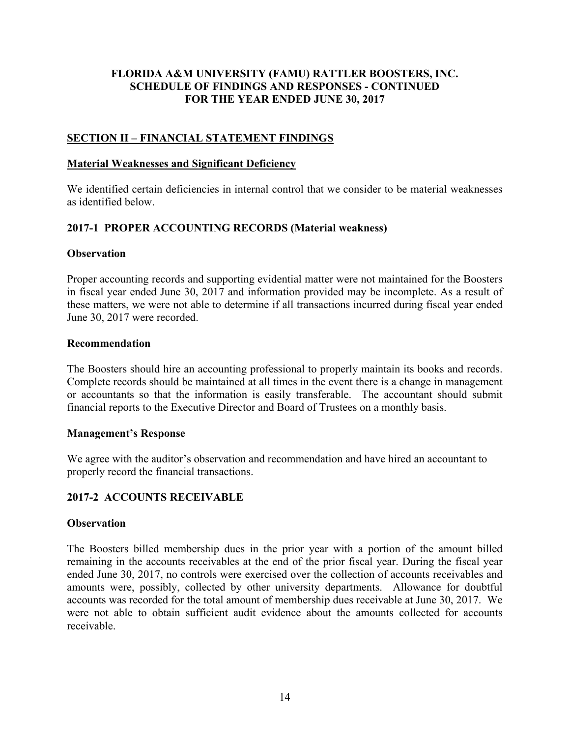# FLORIDA A&M UNIVERSITY (FAMU) RATTLER BOOSTERS, INC.
# SCHEDULE OF FINDINGS AND RESPONSES - CONTINUED
# FOR THE YEAR ENDED JUNE 30, 2017

## SECTION II – FINANCIAL STATEMENT FINDINGS

### Material Weaknesses and Significant Deficiency

We identified certain deficiencies in internal control that we consider to be material weaknesses as identified below.

### 2017-1 PROPER ACCOUNTING RECORDS (Material weakness)

**Observation**

Proper accounting records and supporting evidential matter were not maintained for the Boosters in fiscal year ended June 30, 2017 and information provided may be incomplete. As a result of these matters, we were not able to determine if all transactions incurred during fiscal year ended June 30, 2017 were recorded.

**Recommendation**

The Boosters should hire an accounting professional to properly maintain its books and records. Complete records should be maintained at all times in the event there is a change in management or accountants so that the information is easily transferable. The accountant should submit financial reports to the Executive Director and Board of Trustees on a monthly basis.

**Management's Response**

We agree with the auditor's observation and recommendation and have hired an accountant to properly record the financial transactions.

### 2017-2 ACCOUNTS RECEIVABLE

**Observation**

The Boosters billed membership dues in the prior year with a portion of the amount billed remaining in the accounts receivables at the end of the prior fiscal year. During the fiscal year ended June 30, 2017, no controls were exercised over the collection of accounts receivables and amounts were, possibly, collected by other university departments. Allowance for doubtful accounts was recorded for the total amount of membership dues receivable at June 30, 2017. We were not able to obtain sufficient audit evidence about the amounts collected for accounts receivable.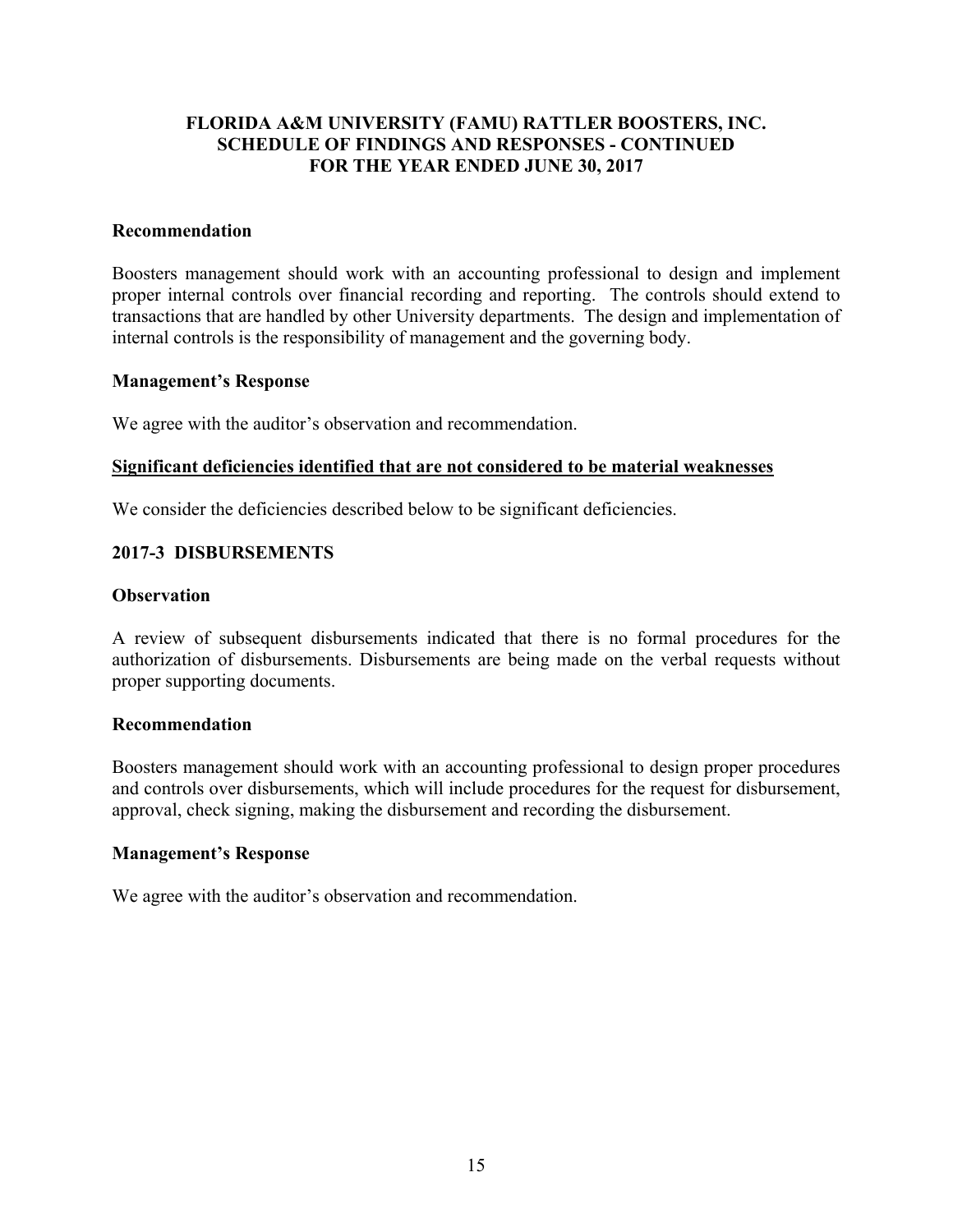# FLORIDA A&M UNIVERSITY (FAMU) RATTLER BOOSTERS, INC.
## SCHEDULE OF FINDINGS AND RESPONSES - CONTINUED
## FOR THE YEAR ENDED JUNE 30, 2017

**Recommendation**

Boosters management should work with an accounting professional to design and implement proper internal controls over financial recording and reporting. The controls should extend to transactions that are handled by other University departments. The design and implementation of internal controls is the responsibility of management and the governing body.

**Management's Response**

We agree with the auditor's observation and recommendation.

**<u>Significant deficiencies identified that are not considered to be material weaknesses</u>**

We consider the deficiencies described below to be significant deficiencies.

### 2017-3 DISBURSEMENTS

**Observation**

A review of subsequent disbursements indicated that there is no formal procedures for the authorization of disbursements. Disbursements are being made on the verbal requests without proper supporting documents.

**Recommendation**

Boosters management should work with an accounting professional to design proper procedures and controls over disbursements, which will include procedures for the request for disbursement, approval, check signing, making the disbursement and recording the disbursement.

**Management's Response**

We agree with the auditor's observation and recommendation.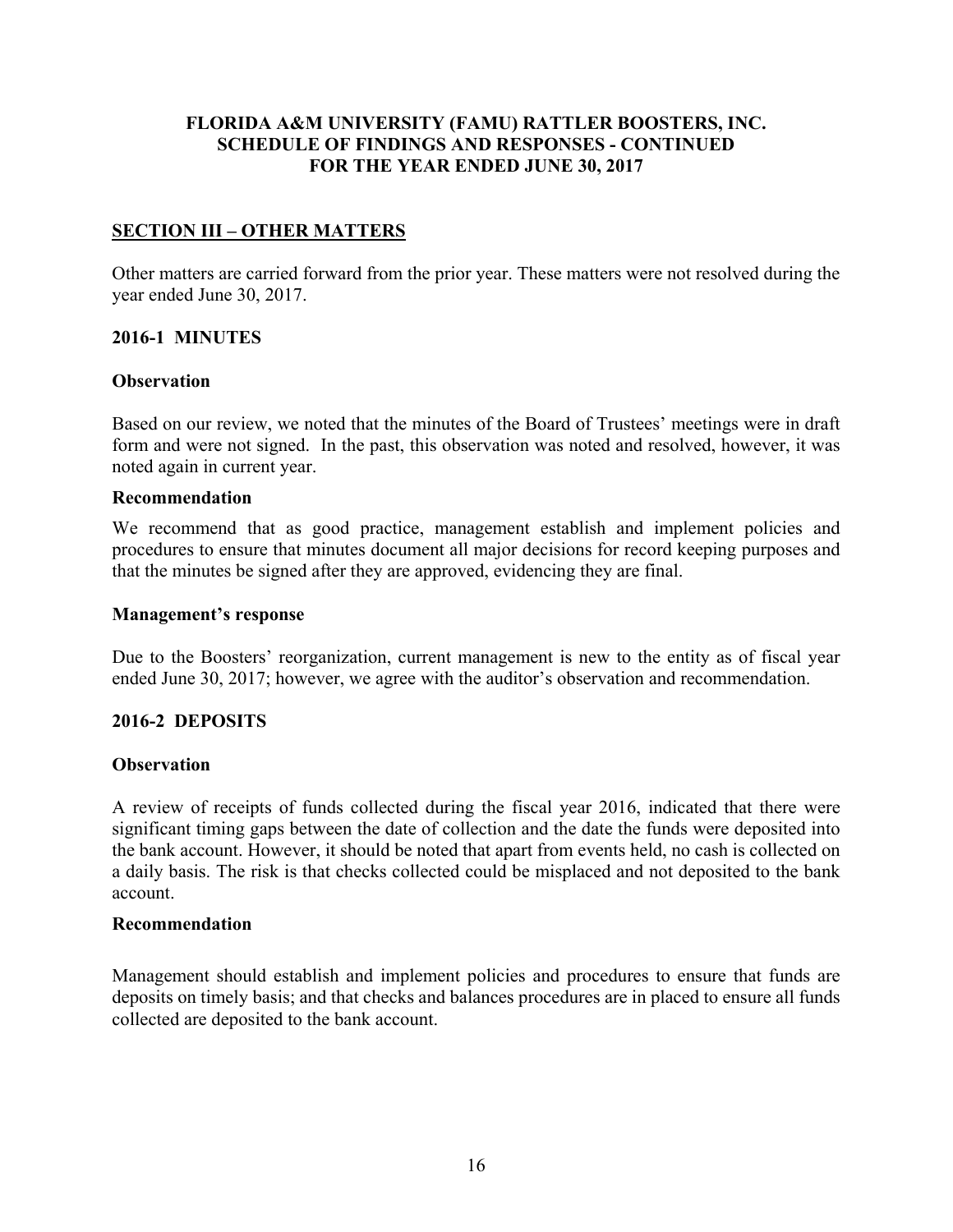**FLORIDA A&M UNIVERSITY (FAMU) RATTLER BOOSTERS, INC.**
**SCHEDULE OF FINDINGS AND RESPONSES - CONTINUED**
**FOR THE YEAR ENDED JUNE 30, 2017**

## SECTION III – OTHER MATTERS

Other matters are carried forward from the prior year. These matters were not resolved during the year ended June 30, 2017.

### 2016-1 MINUTES

**Observation**

Based on our review, we noted that the minutes of the Board of Trustees' meetings were in draft form and were not signed. In the past, this observation was noted and resolved, however, it was noted again in current year.

**Recommendation**

We recommend that as good practice, management establish and implement policies and procedures to ensure that minutes document all major decisions for record keeping purposes and that the minutes be signed after they are approved, evidencing they are final.

**Management's response**

Due to the Boosters' reorganization, current management is new to the entity as of fiscal year ended June 30, 2017; however, we agree with the auditor's observation and recommendation.

### 2016-2 DEPOSITS

**Observation**

A review of receipts of funds collected during the fiscal year 2016, indicated that there were significant timing gaps between the date of collection and the date the funds were deposited into the bank account. However, it should be noted that apart from events held, no cash is collected on a daily basis. The risk is that checks collected could be misplaced and not deposited to the bank account.

**Recommendation**

Management should establish and implement policies and procedures to ensure that funds are deposits on timely basis; and that checks and balances procedures are in placed to ensure all funds collected are deposited to the bank account.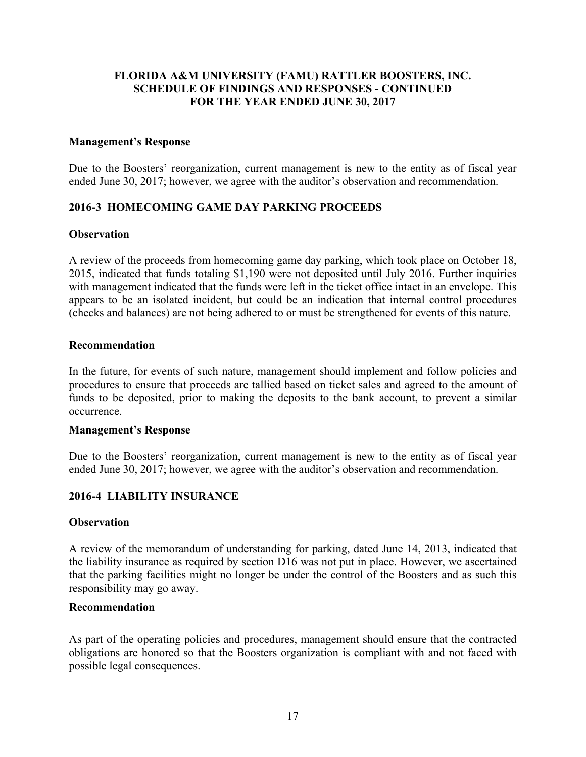# FLORIDA A&M UNIVERSITY (FAMU) RATTLER BOOSTERS, INC.
## SCHEDULE OF FINDINGS AND RESPONSES - CONTINUED
## FOR THE YEAR ENDED JUNE 30, 2017

**Management's Response**

Due to the Boosters' reorganization, current management is new to the entity as of fiscal year ended June 30, 2017; however, we agree with the auditor's observation and recommendation.

### 2016-3 HOMECOMING GAME DAY PARKING PROCEEDS

**Observation**

A review of the proceeds from homecoming game day parking, which took place on October 18, 2015, indicated that funds totaling $1,190 were not deposited until July 2016. Further inquiries with management indicated that the funds were left in the ticket office intact in an envelope. This appears to be an isolated incident, but could be an indication that internal control procedures (checks and balances) are not being adhered to or must be strengthened for events of this nature.

**Recommendation**

In the future, for events of such nature, management should implement and follow policies and procedures to ensure that proceeds are tallied based on ticket sales and agreed to the amount of funds to be deposited, prior to making the deposits to the bank account, to prevent a similar occurrence.

**Management's Response**

Due to the Boosters' reorganization, current management is new to the entity as of fiscal year ended June 30, 2017; however, we agree with the auditor's observation and recommendation.

### 2016-4 LIABILITY INSURANCE

**Observation**

A review of the memorandum of understanding for parking, dated June 14, 2013, indicated that the liability insurance as required by section D16 was not put in place. However, we ascertained that the parking facilities might no longer be under the control of the Boosters and as such this responsibility may go away.

**Recommendation**

As part of the operating policies and procedures, management should ensure that the contracted obligations are honored so that the Boosters organization is compliant with and not faced with possible legal consequences.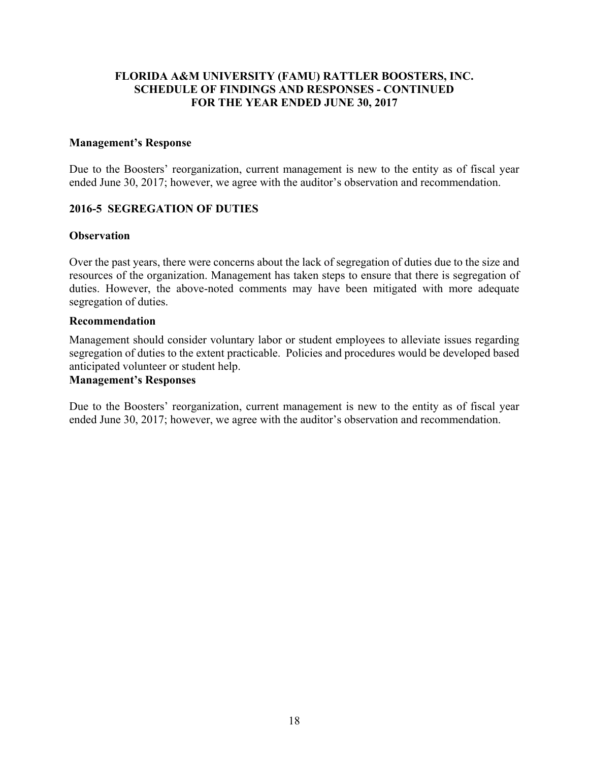## Management's Response

Due to the Boosters' reorganization, current management is new to the entity as of fiscal year ended June 30, 2017; however, we agree with the auditor's observation and recommendation.

## 2016-5 SEGREGATION OF DUTIES

### Observation

Over the past years, there were concerns about the lack of segregation of duties due to the size and resources of the organization. Management has taken steps to ensure that there is segregation of duties. However, the above-noted comments may have been mitigated with more adequate segregation of duties.

### Recommendation

Management should consider voluntary labor or student employees to alleviate issues regarding segregation of duties to the extent practicable. Policies and procedures would be developed based anticipated volunteer or student help.

### Management's Responses

Due to the Boosters' reorganization, current management is new to the entity as of fiscal year ended June 30, 2017; however, we agree with the auditor's observation and recommendation.